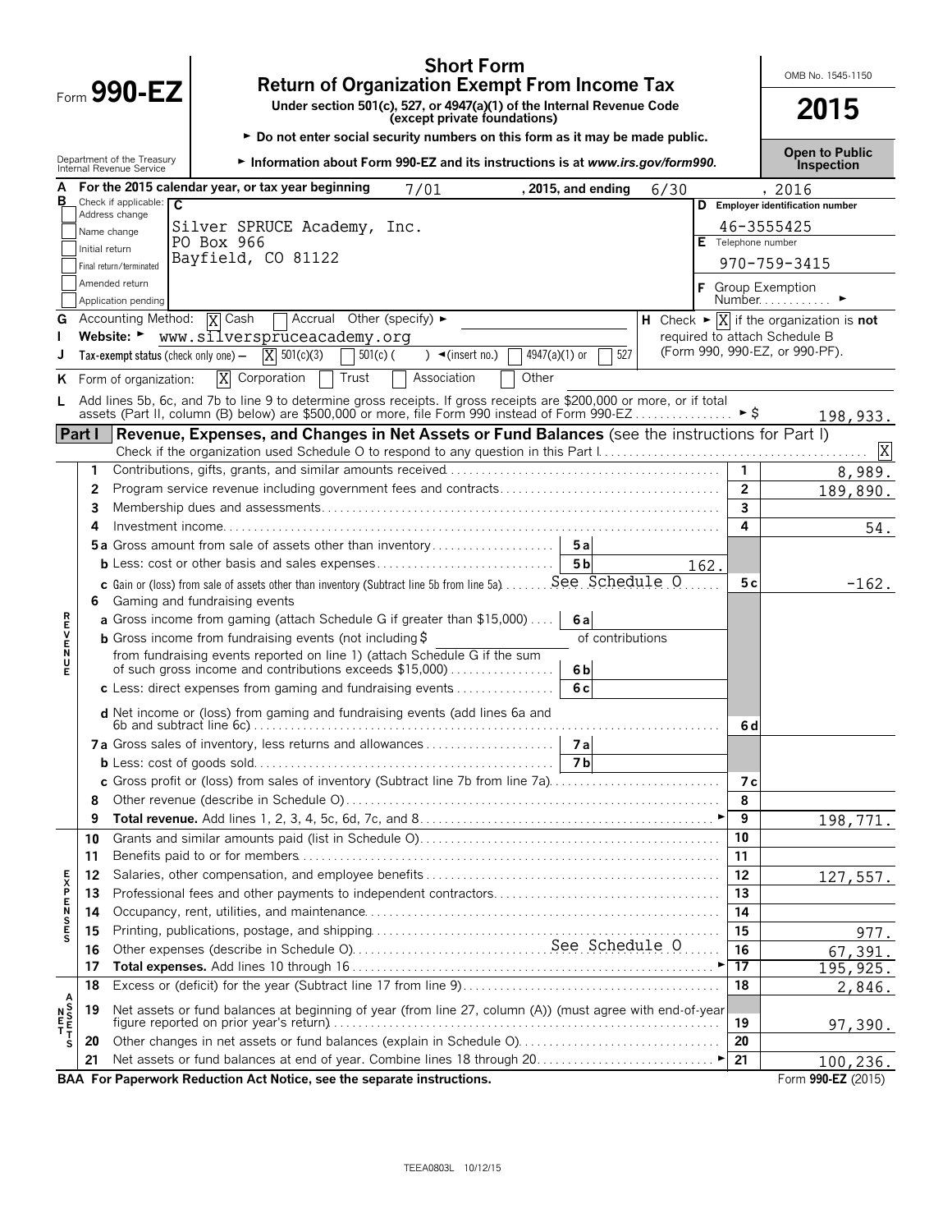# Form 990-EZ

## Short Form
## Return of Organization Exempt From Income Tax

**Under section 501(c), 527, or 4947(a)(1) of the Internal Revenue Code (except private foundations)**

► Do not enter social security numbers on this form as it may be made public.

► Information about Form 990-EZ and its instructions is at *www.irs.gov/form990.*

Department of the Treasury
Internal Revenue Service

OMB No. 1545-1150

**2015**

**Open to Public Inspection**

**A** For the 2015 calendar year, or tax year beginning 7/01, 2015, and ending 6/30, 2016

**B** Check if applicable:
- [ ] Address change
- [ ] Name change
- [ ] Initial return
- [ ] Final return/terminated
- [ ] Amended return
- [ ] Application pending

**C**
Silver SPRUCE Academy, Inc.
PO Box 966
Bayfield, CO 81122

**D** Employer identification number: 46-3555425

**E** Telephone number: 970-759-3415

**F** Group Exemption Number ►

**G** Accounting Method: [X] Cash [ ] Accrual Other (specify) ►

**H** Check ► [X] if the organization is **not** required to attach Schedule B (Form 990, 990-EZ, or 990-PF).

**I** Website: ► www.silverspruceacademy.org

**J** Tax-exempt status (check only one) — [X] 501(c)(3) [ ] 501(c) ( ) ◄(insert no.) [ ] 4947(a)(1) or [ ] 527

**K** Form of organization: [X] Corporation [ ] Trust [ ] Association [ ] Other

**L** Add lines 5b, 6c, and 7b to line 9 to determine gross receipts. If gross receipts are $200,000 or more, or if total assets (Part II, column (B) below) are $500,000 or more, file Form 990 instead of Form 990-EZ ► $ 198,933.

## Part I — Revenue, Expenses, and Changes in Net Assets or Fund Balances (see the instructions for Part I)

Check if the organization used Schedule O to respond to any question in this Part I [X]

| | Line | Description | | | | Amount |
|---|---|---|---|---|---|---|
| **REVENUE** | 1 | Contributions, gifts, grants, and similar amounts received | | | 1 | 8,989. |
| | 2 | Program service revenue including government fees and contracts | | | 2 | 189,890. |
| | 3 | Membership dues and assessments | | | 3 | |
| | 4 | Investment income | | | 4 | 54. |
| | 5a | Gross amount from sale of assets other than inventory | 5a | | | |
| | b | Less: cost or other basis and sales expenses | 5b | 162. | | |
| | c | Gain or (loss) from sale of assets other than inventory (Subtract line 5b from line 5a) See Schedule O | | | 5c | -162. |
| | 6 | Gaming and fundraising events | | | | |
| | a | Gross income from gaming (attach Schedule G if greater than $15,000) | 6a | | | |
| | b | Gross income from fundraising events (not including $ of contributions from fundraising events reported on line 1) (attach Schedule G if the sum of such gross income and contributions exceeds $15,000) | 6b | | | |
| | c | Less: direct expenses from gaming and fundraising events | 6c | | | |
| | d | Net income or (loss) from gaming and fundraising events (add lines 6a and 6b and subtract line 6c) | | | 6d | |
| | 7a | Gross sales of inventory, less returns and allowances | 7a | | | |
| | b | Less: cost of goods sold | 7b | | | |
| | c | Gross profit or (loss) from sales of inventory (Subtract line 7b from line 7a) | | | 7c | |
| | 8 | Other revenue (describe in Schedule O) | | | 8 | |
| | 9 | **Total revenue.** Add lines 1, 2, 3, 4, 5c, 6d, 7c, and 8 ► | | | 9 | 198,771. |
| **EXPENSES** | 10 | Grants and similar amounts paid (list in Schedule O) | | | 10 | |
| | 11 | Benefits paid to or for members | | | 11 | |
| | 12 | Salaries, other compensation, and employee benefits | | | 12 | 127,557. |
| | 13 | Professional fees and other payments to independent contractors | | | 13 | |
| | 14 | Occupancy, rent, utilities, and maintenance | | | 14 | |
| | 15 | Printing, publications, postage, and shipping | | | 15 | 977. |
| | 16 | Other expenses (describe in Schedule O) See Schedule O | | | 16 | 67,391. |
| | 17 | **Total expenses.** Add lines 10 through 16 ► | | | 17 | 195,925. |
| **NET ASSETS** | 18 | Excess or (deficit) for the year (Subtract line 17 from line 9) | | | 18 | 2,846. |
| | 19 | Net assets or fund balances at beginning of year (from line 27, column (A)) (must agree with end-of-year figure reported on prior year's return) | | | 19 | 97,390. |
| | 20 | Other changes in net assets or fund balances (explain in Schedule O) | | | 20 | |
| | 21 | Net assets or fund balances at end of year. Combine lines 18 through 20 ► | | | 21 | 100,236. |

**BAA For Paperwork Reduction Act Notice, see the separate instructions.** Form **990-EZ** (2015)

TEEA0803L 10/12/15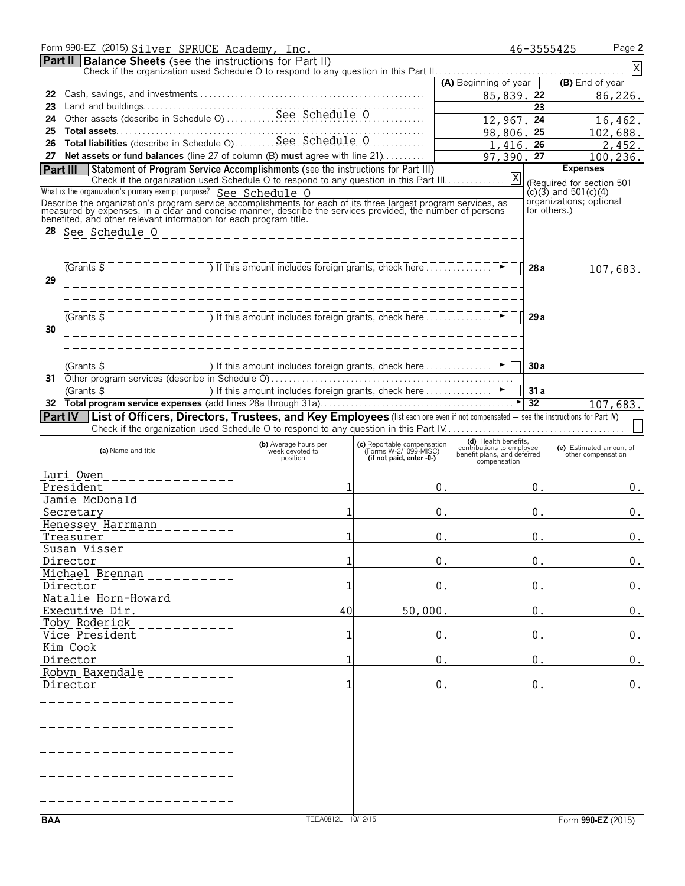Form 990-EZ (2015) Silver SPRUCE Academy, Inc. 46-3555425 Page **2**

## Part II Balance Sheets (see the instructions for Part II)

Check if the organization used Schedule O to respond to any question in this Part II . . . [X]

| | | (A) Beginning of year | | (B) End of year |
|---|---|---|---|---|
| 22 | Cash, savings, and investments | 85,839. | 22 | 86,226. |
| 23 | Land and buildings | | 23 | |
| 24 | Other assets (describe in Schedule O) See Schedule O | 12,967. | 24 | 16,462. |
| 25 | **Total assets** | 98,806. | 25 | 102,688. |
| 26 | **Total liabilities** (describe in Schedule O) See Schedule O | 1,416. | 26 | 2,452. |
| 27 | **Net assets or fund balances** (line 27 of column (B) **must** agree with line 21) | 97,390. | 27 | 100,236. |

## Part III Statement of Program Service Accomplishments (see the instructions for Part III)

Check if the organization used Schedule O to respond to any question in this Part III . . . [X]

**Expenses** (Required for section 501 (c)(3) and 501(c)(4) organizations; optional for others.)

What is the organization's primary exempt purpose? See Schedule O

Describe the organization's program service accomplishments for each of its three largest program services, as measured by expenses. In a clear and concise manner, describe the services provided, the number of persons benefited, and other relevant information for each program title.

| | | | |
|---|---|---|---|
| 28 | See Schedule O (Grants $ ) If this amount includes foreign grants, check here ► [ ] | 28a | 107,683. |
| 29 | (Grants $ ) If this amount includes foreign grants, check here ► [ ] | 29a | |
| 30 | (Grants $ ) If this amount includes foreign grants, check here ► [ ] | 30a | |
| 31 | Other program services (describe in Schedule O) (Grants $ ) If this amount includes foreign grants, check here ► [ ] | 31a | |
| 32 | **Total program service expenses** (add lines 28a through 31a) ► | 32 | 107,683. |

## Part IV List of Officers, Directors, Trustees, and Key Employees (list each one even if not compensated – see the instructions for Part IV)

Check if the organization used Schedule O to respond to any question in this Part IV . . . [ ]

| (a) Name and title | (b) Average hours per week devoted to position | (c) Reportable compensation (Forms W-2/1099-MISC) (if not paid, enter -0-) | (d) Health benefits, contributions to employee benefit plans, and deferred compensation | (e) Estimated amount of other compensation |
|---|---|---|---|---|
| Luri Owen<br>President | 1 | 0. | 0. | 0. |
| Jamie McDonald<br>Secretary | 1 | 0. | 0. | 0. |
| Henessey Harrmann<br>Treasurer | 1 | 0. | 0. | 0. |
| Susan Visser<br>Director | 1 | 0. | 0. | 0. |
| Michael Brennan<br>Director | 1 | 0. | 0. | 0. |
| Natalie Horn-Howard<br>Executive Dir. | 40 | 50,000. | 0. | 0. |
| Toby Roderick<br>Vice President | 1 | 0. | 0. | 0. |
| Kim Cook<br>Director | 1 | 0. | 0. | 0. |
| Robyn Baxendale<br>Director | 1 | 0. | 0. | 0. |

BAA TEEA0812L 10/12/15 Form **990-EZ** (2015)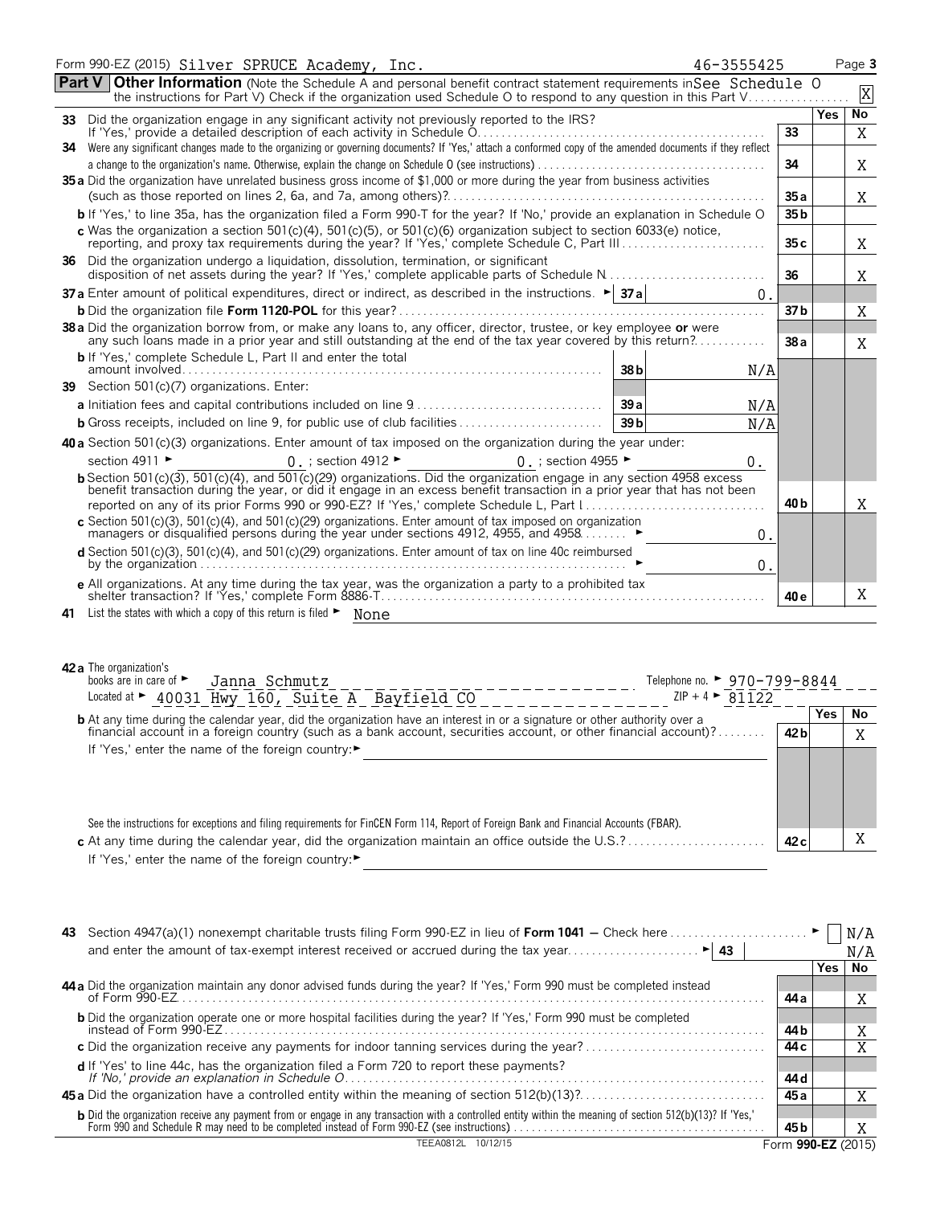Form 990-EZ (2015) Silver SPRUCE Academy, Inc. 46-3555425

**Part V** **Other Information** (Note the Schedule A and personal benefit contract statement requirements in See Schedule O the instructions for Part V) Check if the organization used Schedule O to respond to any question in this Part V . . . . . . . . . . . . . . . . [X]

| | | | Yes | No |
|---|---|---|---|---|
| **33** | Did the organization engage in any significant activity not previously reported to the IRS? If 'Yes,' provide a detailed description of each activity in Schedule O | 33 | | X |
| **34** | Were any significant changes made to the organizing or governing documents? If 'Yes,' attach a conformed copy of the amended documents if they reflect a change to the organization's name. Otherwise, explain the change on Schedule O (see instructions) | 34 | | X |
| **35 a** | Did the organization have unrelated business gross income of $1,000 or more during the year from business activities (such as those reported on lines 2, 6a, and 7a, among others)? | 35 a | | X |
| **b** | If 'Yes,' to line 35a, has the organization filed a Form 990-T for the year? If 'No,' provide an explanation in Schedule O | 35 b | | |
| **c** | Was the organization a section 501(c)(4), 501(c)(5), or 501(c)(6) organization subject to section 6033(e) notice, reporting, and proxy tax requirements during the year? If 'Yes,' complete Schedule C, Part III | 35 c | | X |
| **36** | Did the organization undergo a liquidation, dissolution, termination, or significant disposition of net assets during the year? If 'Yes,' complete applicable parts of Schedule N | 36 | | X |
| **37 a** | Enter amount of political expenditures, direct or indirect, as described in the instructions. ► 37 a 0. | | | |
| **b** | Did the organization file **Form 1120-POL** for this year? | 37 b | | X |
| **38 a** | Did the organization borrow from, or make any loans to, any officer, director, trustee, or key employee **or** were any such loans made in a prior year and still outstanding at the end of the tax year covered by this return? | 38 a | | X |
| **b** | If 'Yes,' complete Schedule L, Part II and enter the total amount involved — 38 b N/A | | | |
| **39** | Section 501(c)(7) organizations. Enter: | | | |
| **a** | Initiation fees and capital contributions included on line 9 — 39 a N/A | | | |
| **b** | Gross receipts, included on line 9, for public use of club facilities — 39 b N/A | | | |
| **40 a** | Section 501(c)(3) organizations. Enter amount of tax imposed on the organization during the year under: section 4911 ► 0. ; section 4912 ► 0. ; section 4955 ► 0. | | | |
| **b** | Section 501(c)(3), 501(c)(4), and 501(c)(29) organizations. Did the organization engage in any section 4958 excess benefit transaction during the year, or did it engage in an excess benefit transaction in a prior year that has not been reported on any of its prior Forms 990 or 990-EZ? If 'Yes,' complete Schedule L, Part I | 40 b | | X |
| **c** | Section 501(c)(3), 501(c)(4), and 501(c)(29) organizations. Enter amount of tax imposed on organization managers or disqualified persons during the year under sections 4912, 4955, and 4958 ► 0. | | | |
| **d** | Section 501(c)(3), 501(c)(4), and 501(c)(29) organizations. Enter amount of tax on line 40c reimbursed by the organization ► 0. | | | |
| **e** | All organizations. At any time during the tax year, was the organization a party to a prohibited tax shelter transaction? If 'Yes,' complete Form 8886-T | 40 e | | X |

**41** List the states with which a copy of this return is filed ► None

**42 a** The organization's books are in care of ► Janna Schmutz Telephone no. ► 970-799-8844

Located at ► 40031 Hwy 160, Suite A Bayfield CO ZIP + 4 ► 81122

| | | | Yes | No |
|---|---|---|---|---|
| **b** | At any time during the calendar year, did the organization have an interest in or a signature or other authority over a financial account in a foreign country (such as a bank account, securities account, or other financial account)? | 42 b | | X |
| | If 'Yes,' enter the name of the foreign country: ► | | | |
| | See the instructions for exceptions and filing requirements for FinCEN Form 114, Report of Foreign Bank and Financial Accounts (FBAR). | | | |
| **c** | At any time during the calendar year, did the organization maintain an office outside the U.S.? | 42 c | | X |
| | If 'Yes,' enter the name of the foreign country: ► | | | |

**43** Section 4947(a)(1) nonexempt charitable trusts filing Form 990-EZ in lieu of **Form 1041** — Check here ► [ ] N/A and enter the amount of tax-exempt interest received or accrued during the tax year ► 43 N/A

| | | | Yes | No |
|---|---|---|---|---|
| **44 a** | Did the organization maintain any donor advised funds during the year? If 'Yes,' Form 990 must be completed instead of Form 990-EZ | 44 a | | X |
| **b** | Did the organization operate one or more hospital facilities during the year? If 'Yes,' Form 990 must be completed instead of Form 990-EZ | 44 b | | X |
| **c** | Did the organization receive any payments for indoor tanning services during the year? | 44 c | | X |
| **d** | If 'Yes' to line 44c, has the organization filed a Form 720 to report these payments? *If 'No,' provide an explanation in Schedule O* | 44 d | | |
| **45 a** | Did the organization have a controlled entity within the meaning of section 512(b)(13)? | 45 a | | X |
| **b** | Did the organization receive any payment from or engage in any transaction with a controlled entity within the meaning of section 512(b)(13)? If 'Yes,' Form 990 and Schedule R may need to be completed instead of Form 990-EZ (see instructions) | 45 b | | X |

TEEA0812L 10/12/15 Form **990-EZ** (2015)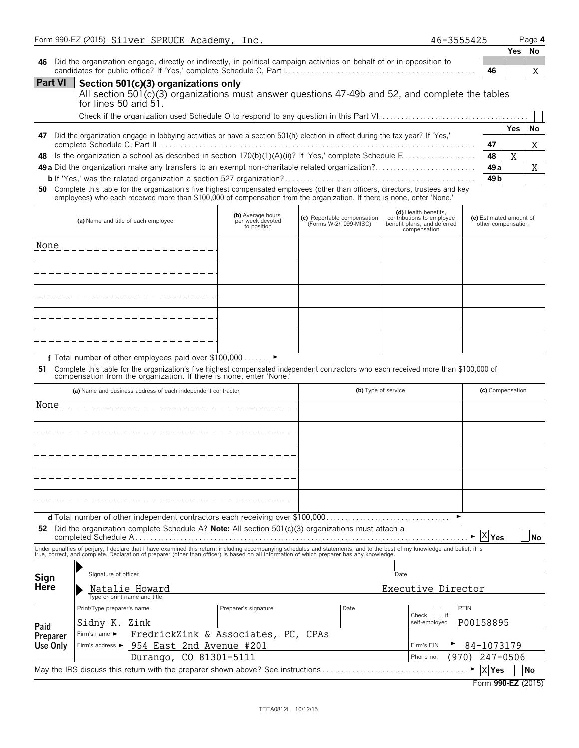Form 990-EZ (2015) Silver SPRUCE Academy, Inc. 46-3555425

| | | Yes | No |
|---|---|---|---|
| **46** Did the organization engage, directly or indirectly, in political campaign activities on behalf of or in opposition to candidates for public office? If 'Yes,' complete Schedule C, Part I | 46 | | X |

## Part VI Section 501(c)(3) organizations only

All section 501(c)(3) organizations must answer questions 47-49b and 52, and complete the tables for lines 50 and 51.

Check if the organization used Schedule O to respond to any question in this Part VI ☐

| | | Yes | No |
|---|---|---|---|
| **47** Did the organization engage in lobbying activities or have a section 501(h) election in effect during the tax year? If 'Yes,' complete Schedule C, Part II | 47 | | X |
| **48** Is the organization a school as described in section 170(b)(1)(A)(ii)? If 'Yes,' complete Schedule E | 48 | X | |
| **49a** Did the organization make any transfers to an exempt non-charitable related organization? | 49a | | X |
| **b** If 'Yes,' was the related organization a section 527 organization? | 49b | | |

**50** Complete this table for the organization's five highest compensated employees (other than officers, directors, trustees and key employees) who each received more than $100,000 of compensation from the organization. If there is none, enter 'None.'

| (a) Name and title of each employee | (b) Average hours per week devoted to position | (c) Reportable compensation (Forms W-2/1099-MISC) | (d) Health benefits, contributions to employee benefit plans, and deferred compensation | (e) Estimated amount of other compensation |
|---|---|---|---|---|
| None | | | | |
| | | | | |
| | | | | |
| | | | | |
| | | | | |

**f** Total number of other employees paid over $100,000 ►

**51** Complete this table for the organization's five highest compensated independent contractors who each received more than $100,000 of compensation from the organization. If there is none, enter 'None.'

| (a) Name and business address of each independent contractor | (b) Type of service | (c) Compensation |
|---|---|---|
| None | | |
| | | |
| | | |
| | | |
| | | |

**d** Total number of other independent contractors each receiving over $100,000 ►

**52** Did the organization complete Schedule A? **Note:** All section 501(c)(3) organizations must attach a completed Schedule A ► ☒ Yes ☐ No

Under penalties of perjury, I declare that I have examined this return, including accompanying schedules and statements, and to the best of my knowledge and belief, it is true, correct, and complete. Declaration of preparer (other than officer) is based on all information of which preparer has any knowledge.

**Sign Here**

Signature of officer | Date

Natalie Howard — Executive Director
Type or print name and title

**Paid Preparer Use Only**

| Print/Type preparer's name | Preparer's signature | Date | Check ☐ if self-employed | PTIN |
|---|---|---|---|---|
| Sidny K. Zink | | | | P00158895 |
| Firm's name ► FredrickZink & Associates, PC, CPAs | | | Firm's EIN ► | 84-1073179 |
| Firm's address ► 954 East 2nd Avenue #201, Durango, CO 81301-5111 | | | Phone no. | (970) 247-0506 |

May the IRS discuss this return with the preparer shown above? See instructions ► ☒ Yes ☐ No

Form **990-EZ** (2015)

TEEA0812L 10/12/15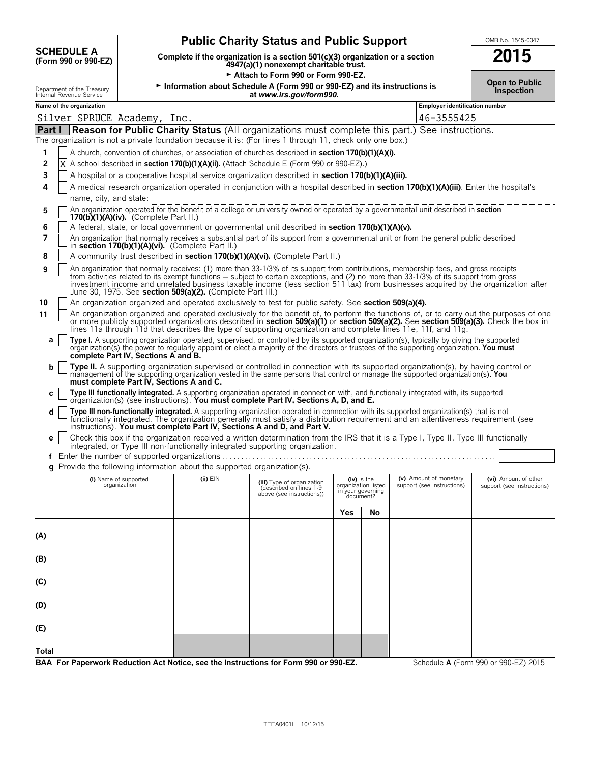# SCHEDULE A (Form 990 or 990-EZ)

## Public Charity Status and Public Support

**Complete if the organization is a section 501(c)(3) organization or a section 4947(a)(1) nonexempt charitable trust.**

► **Attach to Form 990 or Form 990-EZ.**

► **Information about Schedule A (Form 990 or 990-EZ) and its instructions is at *www.irs.gov/form990*.**

OMB No. 1545-0047

**2015**

**Open to Public Inspection**

Department of the Treasury
Internal Revenue Service

**Name of the organization:** Silver SPRUCE Academy, Inc.

**Employer identification number:** 46-3555425

**Part I** **Reason for Public Charity Status** (All organizations must complete this part.) See instructions.

The organization is not a private foundation because it is: (For lines 1 through 11, check only one box.)

1. [ ] A church, convention of churches, or association of churches described in **section 170(b)(1)(A)(i).**
2. [X] A school described in **section 170(b)(1)(A)(ii).** (Attach Schedule E (Form 990 or 990-EZ).)
3. [ ] A hospital or a cooperative hospital service organization described in **section 170(b)(1)(A)(iii).**
4. [ ] A medical research organization operated in conjunction with a hospital described in **section 170(b)(1)(A)(iii)**. Enter the hospital's name, city, and state:
5. [ ] An organization operated for the benefit of a college or university owned or operated by a governmental unit described in **section 170(b)(1)(A)(iv).** (Complete Part II.)
6. [ ] A federal, state, or local government or governmental unit described in **section 170(b)(1)(A)(v).**
7. [ ] An organization that normally receives a substantial part of its support from a governmental unit or from the general public described in **section 170(b)(1)(A)(vi).** (Complete Part II.)
8. [ ] A community trust described in **section 170(b)(1)(A)(vi).** (Complete Part II.)
9. [ ] An organization that normally receives: (1) more than 33-1/3% of its support from contributions, membership fees, and gross receipts from activities related to its exempt functions – subject to certain exceptions, and (2) no more than 33-1/3% of its support from gross investment income and unrelated business taxable income (less section 511 tax) from businesses acquired by the organization after June 30, 1975. See **section 509(a)(2).** (Complete Part III.)
10. [ ] An organization organized and operated exclusively to test for public safety. See **section 509(a)(4).**
11. [ ] An organization organized and operated exclusively for the benefit of, to perform the functions of, or to carry out the purposes of one or more publicly supported organizations described in **section 509(a)(1)** or **section 509(a)(2).** See **section 509(a)(3).** Check the box in lines 11a through 11d that describes the type of supporting organization and complete lines 11e, 11f, and 11g.
   - **a** [ ] **Type I.** A supporting organization operated, supervised, or controlled by its supported organization(s), typically by giving the supported organization(s) the power to regularly appoint or elect a majority of the directors or trustees of the supporting organization. **You must complete Part IV, Sections A and B.**
   - **b** [ ] **Type II.** A supporting organization supervised or controlled in connection with its supported organization(s), by having control or management of the supporting organization vested in the same persons that control or manage the supported organization(s). **You must complete Part IV, Sections A and C.**
   - **c** [ ] **Type III functionally integrated.** A supporting organization operated in connection with, and functionally integrated with, its supported organization(s) (see instructions). **You must complete Part IV, Sections A, D, and E.**
   - **d** [ ] **Type III non-functionally integrated.** A supporting organization operated in connection with its supported organization(s) that is not functionally integrated. The organization generally must satisfy a distribution requirement and an attentiveness requirement (see instructions). **You must complete Part IV, Sections A and D, and Part V.**
   - **e** [ ] Check this box if the organization received a written determination from the IRS that it is a Type I, Type II, Type III functionally integrated, or Type III non-functionally integrated supporting organization.
   - **f** Enter the number of supported organizations
   - **g** Provide the following information about the supported organization(s).

| (i) Name of supported organization | (ii) EIN | (iii) Type of organization (described on lines 1-9 above (see instructions)) | (iv) Is the organization listed in your governing document? Yes | No | (v) Amount of monetary support (see instructions) | (vi) Amount of other support (see instructions) |
|---|---|---|---|---|---|---|
| (A) | | | | | | |
| (B) | | | | | | |
| (C) | | | | | | |
| (D) | | | | | | |
| (E) | | | | | | |
| Total | | | | | | |

**BAA For Paperwork Reduction Act Notice, see the Instructions for Form 990 or 990-EZ.** Schedule **A** (Form 990 or 990-EZ) 2015

TEEA0401L 10/12/15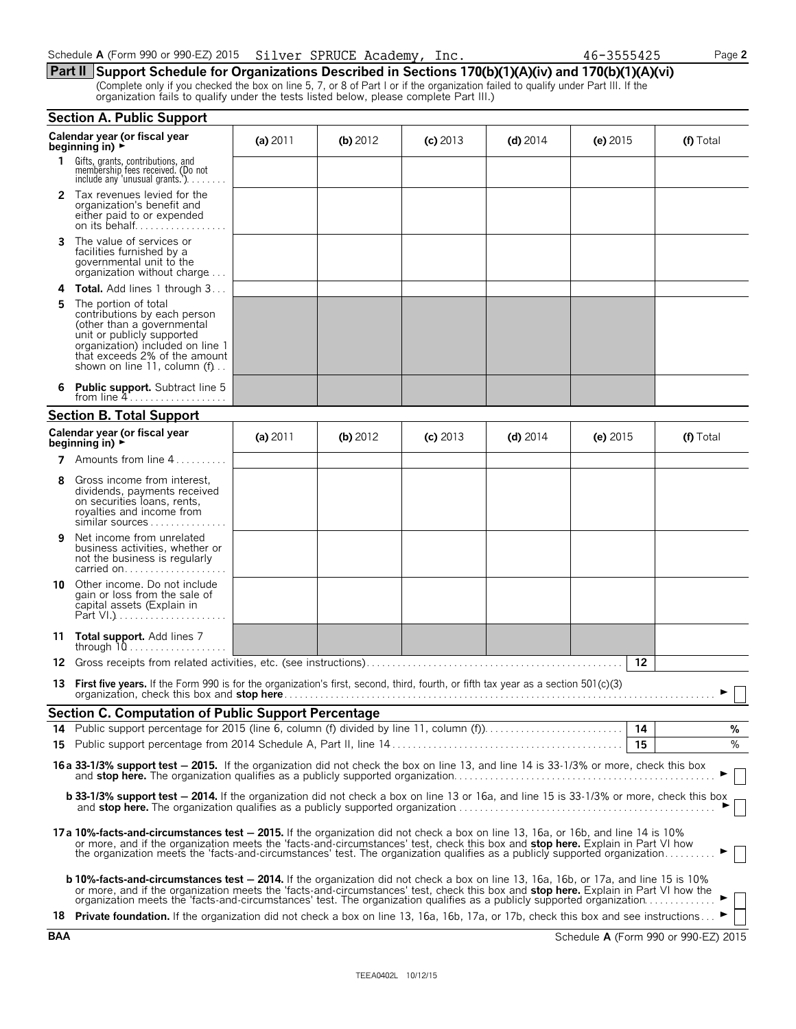Schedule A (Form 990 or 990-EZ) 2015 Silver SPRUCE Academy, Inc. 46-3555425 Page 2

## Part II Support Schedule for Organizations Described in Sections 170(b)(1)(A)(iv) and 170(b)(1)(A)(vi)

(Complete only if you checked the box on line 5, 7, or 8 of Part I or if the organization failed to qualify under Part III. If the organization fails to qualify under the tests listed below, please complete Part III.)

### Section A. Public Support

| Calendar year (or fiscal year beginning in) ► | (a) 2011 | (b) 2012 | (c) 2013 | (d) 2014 | (e) 2015 | (f) Total |
|---|---|---|---|---|---|---|
| **1** Gifts, grants, contributions, and membership fees received. (Do not include any 'unusual grants.') | | | | | | |
| **2** Tax revenues levied for the organization's benefit and either paid to or expended on its behalf | | | | | | |
| **3** The value of services or facilities furnished by a governmental unit to the organization without charge | | | | | | |
| **4** **Total.** Add lines 1 through 3 | | | | | | |
| **5** The portion of total contributions by each person (other than a governmental unit or publicly supported organization) included on line 1 that exceeds 2% of the amount shown on line 11, column (f) | | | | | | |
| **6** **Public support.** Subtract line 5 from line 4 | | | | | | |

### Section B. Total Support

| Calendar year (or fiscal year beginning in) ► | (a) 2011 | (b) 2012 | (c) 2013 | (d) 2014 | (e) 2015 | (f) Total |
|---|---|---|---|---|---|---|
| **7** Amounts from line 4 | | | | | | |
| **8** Gross income from interest, dividends, payments received on securities loans, rents, royalties and income from similar sources | | | | | | |
| **9** Net income from unrelated business activities, whether or not the business is regularly carried on | | | | | | |
| **10** Other income. Do not include gain or loss from the sale of capital assets (Explain in Part VI.) | | | | | | |
| **11** **Total support.** Add lines 7 through 10 | | | | | | |

**12** Gross receipts from related activities, etc. (see instructions) **12**

**13** **First five years.** If the Form 990 is for the organization's first, second, third, fourth, or fifth tax year as a section 501(c)(3) organization, check this box and **stop here** ► ☐

### Section C. Computation of Public Support Percentage

**14** Public support percentage for 2015 (line 6, column (f) divided by line 11, column (f)) **14** %

**15** Public support percentage from 2014 Schedule A, Part II, line 14 **15** %

**16a 33-1/3% support test — 2015.** If the organization did not check the box on line 13, and line 14 is 33-1/3% or more, check this box and **stop here.** The organization qualifies as a publicly supported organization ► ☐

**b 33-1/3% support test — 2014.** If the organization did not check a box on line 13 or 16a, and line 15 is 33-1/3% or more, check this box and **stop here.** The organization qualifies as a publicly supported organization ► ☐

**17a 10%-facts-and-circumstances test — 2015.** If the organization did not check a box on line 13, 16a, or 16b, and line 14 is 10% or more, and if the organization meets the 'facts-and-circumstances' test, check this box and **stop here.** Explain in Part VI how the organization meets the 'facts-and-circumstances' test. The organization qualifies as a publicly supported organization ► ☐

**b 10%-facts-and-circumstances test — 2014.** If the organization did not check a box on line 13, 16a, 16b, or 17a, and line 15 is 10% or more, and if the organization meets the 'facts-and-circumstances' test, check this box and **stop here.** Explain in Part VI how the organization meets the 'facts-and-circumstances' test. The organization qualifies as a publicly supported organization ► ☐

**18** **Private foundation.** If the organization did not check a box on line 13, 16a, 16b, 17a, or 17b, check this box and see instructions ► ☐

BAA Schedule A (Form 990 or 990-EZ) 2015

TEEA0402L 10/12/15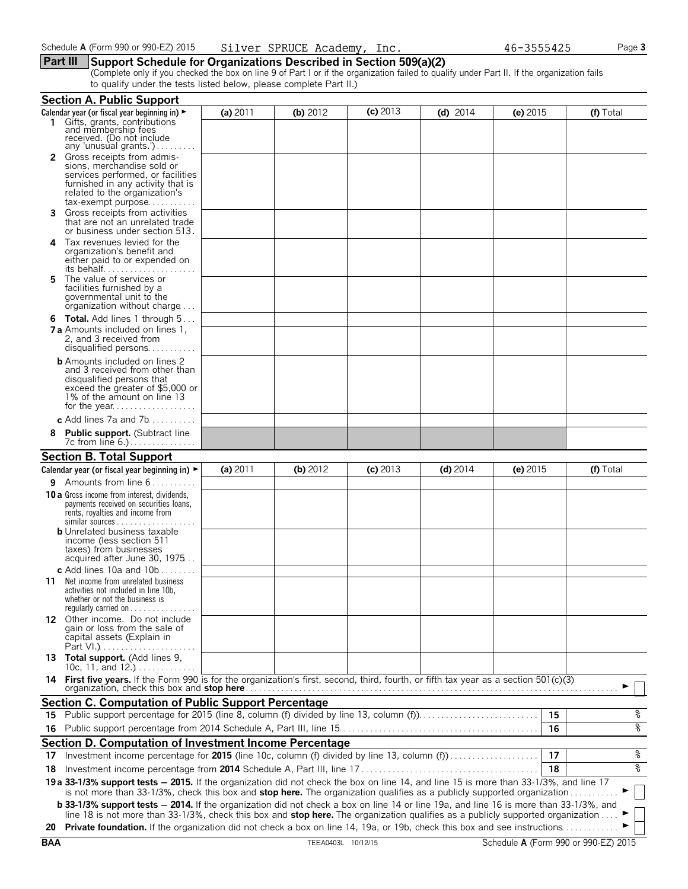Schedule A (Form 990 or 990-EZ) 2015 Silver SPRUCE Academy, Inc. 46-3555425

## Part III Support Schedule for Organizations Described in Section 509(a)(2)

(Complete only if you checked the box on line 9 of Part I or if the organization failed to qualify under Part II. If the organization fails to qualify under the tests listed below, please complete Part II.)

### Section A. Public Support

| Calendar year (or fiscal year beginning in) ► | (a) 2011 | (b) 2012 | (c) 2013 | (d) 2014 | (e) 2015 | (f) Total |
|---|---|---|---|---|---|---|
| 1 Gifts, grants, contributions and membership fees received. (Do not include any 'unusual grants.') | | | | | | |
| 2 Gross receipts from admissions, merchandise sold or services performed, or facilities furnished in any activity that is related to the organization's tax-exempt purpose | | | | | | |
| 3 Gross receipts from activities that are not an unrelated trade or business under section 513. | | | | | | |
| 4 Tax revenues levied for the organization's benefit and either paid to or expended on its behalf | | | | | | |
| 5 The value of services or facilities furnished by a governmental unit to the organization without charge | | | | | | |
| 6 **Total.** Add lines 1 through 5 | | | | | | |
| 7a Amounts included on lines 1, 2, and 3 received from disqualified persons | | | | | | |
| b Amounts included on lines 2 and 3 received from other than disqualified persons that exceed the greater of $5,000 or 1% of the amount on line 13 for the year | | | | | | |
| c Add lines 7a and 7b | | | | | | |
| 8 **Public support.** (Subtract line 7c from line 6.) | | | | | | |

### Section B. Total Support

| Calendar year (or fiscal year beginning in) ► | (a) 2011 | (b) 2012 | (c) 2013 | (d) 2014 | (e) 2015 | (f) Total |
|---|---|---|---|---|---|---|
| 9 Amounts from line 6 | | | | | | |
| 10a Gross income from interest, dividends, payments received on securities loans, rents, royalties and income from similar sources | | | | | | |
| b Unrelated business taxable income (less section 511 taxes) from businesses acquired after June 30, 1975 | | | | | | |
| c Add lines 10a and 10b | | | | | | |
| 11 Net income from unrelated business activities not included in line 10b, whether or not the business is regularly carried on | | | | | | |
| 12 Other income. Do not include gain or loss from the sale of capital assets (Explain in Part VI.) | | | | | | |
| 13 **Total support.** (Add lines 9, 10c, 11, and 12.) | | | | | | |

14 **First five years.** If the Form 990 is for the organization's first, second, third, fourth, or fifth tax year as a section 501(c)(3) organization, check this box and **stop here** ► ☐

### Section C. Computation of Public Support Percentage

| | | | |
|---|---|---|---|
| 15 | Public support percentage for 2015 (line 8, column (f) divided by line 13, column (f)) | 15 | % |
| 16 | Public support percentage from 2014 Schedule A, Part III, line 15 | 16 | % |

### Section D. Computation of Investment Income Percentage

| | | | |
|---|---|---|---|
| 17 | Investment income percentage for **2015** (line 10c, column (f) divided by line 13, column (f)) | 17 | % |
| 18 | Investment income percentage from **2014** Schedule A, Part III, line 17 | 18 | % |

19a **33-1/3% support tests — 2015.** If the organization did not check the box on line 14, and line 15 is more than 33-1/3%, and line 17 is not more than 33-1/3%, check this box and **stop here.** The organization qualifies as a publicly supported organization ► ☐

b **33-1/3% support tests — 2014.** If the organization did not check a box on line 14 or line 19a, and line 16 is more than 33-1/3%, and line 18 is not more than 33-1/3%, check this box and **stop here.** The organization qualifies as a publicly supported organization ► ☐

20 **Private foundation.** If the organization did not check a box on line 14, 19a, or 19b, check this box and see instructions ► ☐

BAA TEEA0403L 10/12/15 Schedule A (Form 990 or 990-EZ) 2015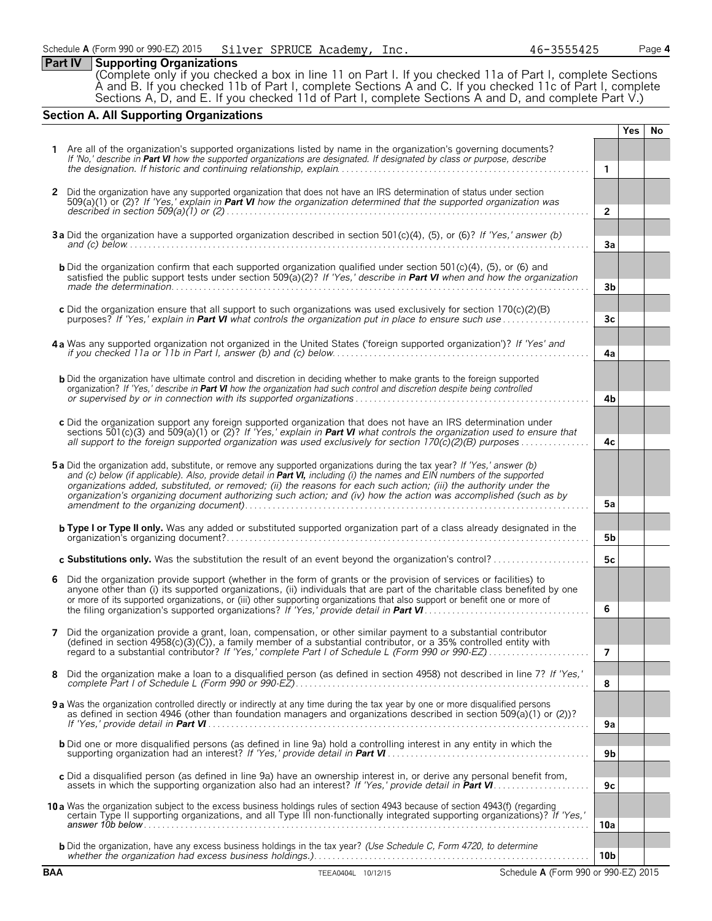Schedule **A** (Form 990 or 990-EZ) 2015 Silver SPRUCE Academy, Inc. 46-3555425 Page **4**

## Part IV Supporting Organizations

(Complete only if you checked a box in line 11 on Part I. If you checked 11a of Part I, complete Sections A and B. If you checked 11b of Part I, complete Sections A and C. If you checked 11c of Part I, complete Sections A, D, and E. If you checked 11d of Part I, complete Sections A and D, and complete Part V.)

### Section A. All Supporting Organizations

| | | | Yes | No |
|---|---|---|---|---|
| **1** | Are all of the organization's supported organizations listed by name in the organization's governing documents? *If 'No,' describe in **Part VI** how the supported organizations are designated. If designated by class or purpose, describe the designation. If historic and continuing relationship, explain.* | **1** | | |
| **2** | Did the organization have any supported organization that does not have an IRS determination of status under section 509(a)(1) or (2)? *If 'Yes,' explain in **Part VI** how the organization determined that the supported organization was described in section 509(a)(1) or (2)* | **2** | | |
| **3 a** | Did the organization have a supported organization described in section 501(c)(4), (5), or (6)? *If 'Yes,' answer (b) and (c) below.* | **3a** | | |
| **b** | Did the organization confirm that each supported organization qualified under section 501(c)(4), (5), or (6) and satisfied the public support tests under section 509(a)(2)? *If 'Yes,' describe in **Part VI** when and how the organization made the determination.* | **3b** | | |
| **c** | Did the organization ensure that all support to such organizations was used exclusively for section 170(c)(2)(B) purposes? *If 'Yes,' explain in **Part VI** what controls the organization put in place to ensure such use* | **3c** | | |
| **4 a** | Was any supported organization not organized in the United States ('foreign supported organization')? *If 'Yes' and if you checked 11a or 11b in Part I, answer (b) and (c) below.* | **4a** | | |
| **b** | Did the organization have ultimate control and discretion in deciding whether to make grants to the foreign supported organization? *If 'Yes,' describe in **Part VI** how the organization had such control and discretion despite being controlled or supervised by or in connection with its supported organizations* | **4b** | | |
| **c** | Did the organization support any foreign supported organization that does not have an IRS determination under sections 501(c)(3) and 509(a)(1) or (2)? *If 'Yes,' explain in **Part VI** what controls the organization used to ensure that all support to the foreign supported organization was used exclusively for section 170(c)(2)(B) purposes* | **4c** | | |
| **5 a** | Did the organization add, substitute, or remove any supported organizations during the tax year? *If 'Yes,' answer (b) and (c) below (if applicable). Also, provide detail in **Part VI,** including (i) the names and EIN numbers of the supported organizations added, substituted, or removed; (ii) the reasons for each such action; (iii) the authority under the organization's organizing document authorizing such action; and (iv) how the action was accomplished (such as by amendment to the organizing document)* | **5a** | | |
| **b** | **Type I or Type II only.** Was any added or substituted supported organization part of a class already designated in the organization's organizing document? | **5b** | | |
| **c** | **Substitutions only.** Was the substitution the result of an event beyond the organization's control? | **5c** | | |
| **6** | Did the organization provide support (whether in the form of grants or the provision of services or facilities) to anyone other than (i) its supported organizations, (ii) individuals that are part of the charitable class benefited by one or more of its supported organizations, or (iii) other supporting organizations that also support or benefit one or more of the filing organization's supported organizations? *If 'Yes,' provide detail in **Part VI*** | **6** | | |
| **7** | Did the organization provide a grant, loan, compensation, or other similar payment to a substantial contributor (defined in section 4958(c)(3)(C)), a family member of a substantial contributor, or a 35% controlled entity with regard to a substantial contributor? *If 'Yes,' complete Part I of Schedule L (Form 990 or 990-EZ)* | **7** | | |
| **8** | Did the organization make a loan to a disqualified person (as defined in section 4958) not described in line 7? *If 'Yes,' complete Part I of Schedule L (Form 990 or 990-EZ)* | **8** | | |
| **9 a** | Was the organization controlled directly or indirectly at any time during the tax year by one or more disqualified persons as defined in section 4946 (other than foundation managers and organizations described in section 509(a)(1) or (2))? *If 'Yes,' provide detail in **Part VI*** | **9a** | | |
| **b** | Did one or more disqualified persons (as defined in line 9a) hold a controlling interest in any entity in which the supporting organization had an interest? *If 'Yes,' provide detail in **Part VI*** | **9b** | | |
| **c** | Did a disqualified person (as defined in line 9a) have an ownership interest in, or derive any personal benefit from, assets in which the supporting organization also had an interest? *If 'Yes,' provide detail in **Part VI*** | **9c** | | |
| **10 a** | Was the organization subject to the excess business holdings rules of section 4943 because of section 4943(f) (regarding certain Type II supporting organizations, and all Type III non-functionally integrated supporting organizations)? *If 'Yes,' answer 10b below* | **10a** | | |
| **b** | Did the organization have any excess business holdings in the tax year? *(Use Schedule C, Form 4720, to determine whether the organization had excess business holdings.)* | **10b** | | |

**BAA** TEEA0404L 10/12/15 Schedule **A** (Form 990 or 990-EZ) 2015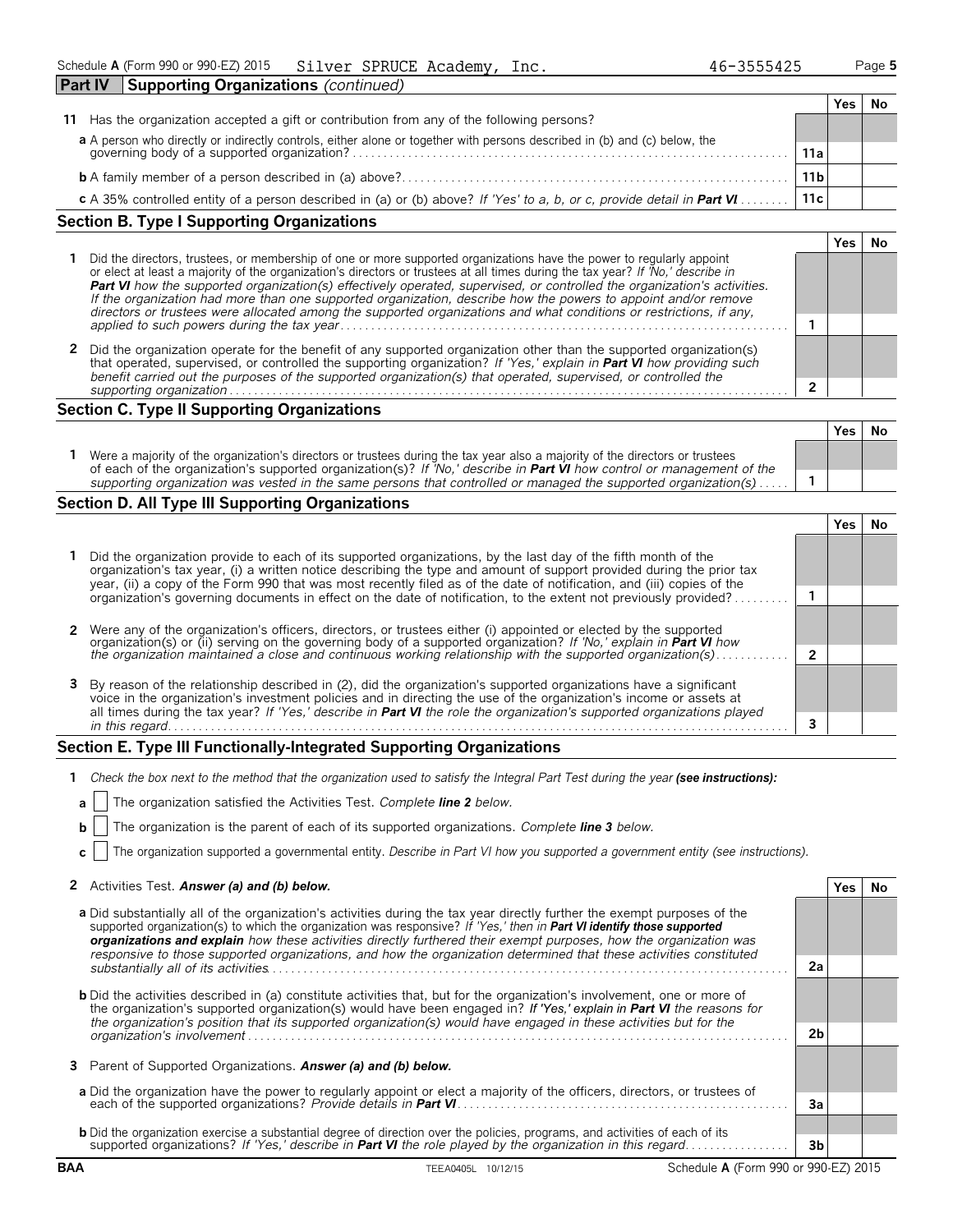Schedule **A** (Form 990 or 990-EZ) 2015 Silver SPRUCE Academy, Inc. 46-3555425

## Part IV Supporting Organizations *(continued)*

| | | | Yes | No |
|---|---|---|---|---|
| **11** | Has the organization accepted a gift or contribution from any of the following persons? | | | |
| | **a** A person who directly or indirectly controls, either alone or together with persons described in (b) and (c) below, the governing body of a supported organization? | 11a | | |
| | **b** A family member of a person described in (a) above? | 11b | | |
| | **c** A 35% controlled entity of a person described in (a) or (b) above? *If 'Yes' to a, b, or c, provide detail in* ***Part VI*** | 11c | | |

### Section B. Type I Supporting Organizations

| | | | Yes | No |
|---|---|---|---|---|
| **1** | Did the directors, trustees, or membership of one or more supported organizations have the power to regularly appoint or elect at least a majority of the organization's directors or trustees at all times during the tax year? *If 'No,' describe in* ***Part VI*** *how the supported organization(s) effectively operated, supervised, or controlled the organization's activities. If the organization had more than one supported organization, describe how the powers to appoint and/or remove directors or trustees were allocated among the supported organizations and what conditions or restrictions, if any, applied to such powers during the tax year* | 1 | | |
| **2** | Did the organization operate for the benefit of any supported organization other than the supported organization(s) that operated, supervised, or controlled the supporting organization? *If 'Yes,' explain in* ***Part VI*** *how providing such benefit carried out the purposes of the supported organization(s) that operated, supervised, or controlled the supporting organization* | 2 | | |

### Section C. Type II Supporting Organizations

| | | | Yes | No |
|---|---|---|---|---|
| **1** | Were a majority of the organization's directors or trustees during the tax year also a majority of the directors or trustees of each of the organization's supported organization(s)? *If 'No,' describe in* ***Part VI*** *how control or management of the supporting organization was vested in the same persons that controlled or managed the supported organization(s)* | 1 | | |

### Section D. All Type III Supporting Organizations

| | | | Yes | No |
|---|---|---|---|---|
| **1** | Did the organization provide to each of its supported organizations, by the last day of the fifth month of the organization's tax year, (i) a written notice describing the type and amount of support provided during the prior tax year, (ii) a copy of the Form 990 that was most recently filed as of the date of notification, and (iii) copies of the organization's governing documents in effect on the date of notification, to the extent not previously provided? | 1 | | |
| **2** | Were any of the organization's officers, directors, or trustees either (i) appointed or elected by the supported organization(s) or (ii) serving on the governing body of a supported organization? *If 'No,' explain in* ***Part VI*** *how the organization maintained a close and continuous working relationship with the supported organization(s)* | 2 | | |
| **3** | By reason of the relationship described in (2), did the organization's supported organizations have a significant voice in the organization's investment policies and in directing the use of the organization's income or assets at all times during the tax year? *If 'Yes,' describe in* ***Part VI*** *the role the organization's supported organizations played in this regard* | 3 | | |

### Section E. Type III Functionally-Integrated Supporting Organizations

**1** *Check the box next to the method that the organization used to satisfy the Integral Part Test during the year* ***(see instructions):***

**a** ☐ The organization satisfied the Activities Test. *Complete* ***line 2*** *below.*

**b** ☐ The organization is the parent of each of its supported organizations. *Complete* ***line 3*** *below.*

**c** ☐ The organization supported a governmental entity. *Describe in Part VI how you supported a government entity (see instructions).*

| | | | Yes | No |
|---|---|---|---|---|
| **2** | Activities Test. ***Answer (a) and (b) below.*** | | | |
| | **a** Did substantially all of the organization's activities during the tax year directly further the exempt purposes of the supported organization(s) to which the organization was responsive? *If 'Yes,' then in* ***Part VI identify those supported organizations and explain*** *how these activities directly furthered their exempt purposes, how the organization was responsive to those supported organizations, and how the organization determined that these activities constituted substantially all of its activities* | 2a | | |
| | **b** Did the activities described in (a) constitute activities that, but for the organization's involvement, one or more of the organization's supported organization(s) would have been engaged in? ***If 'Yes,' explain in Part VI*** *the reasons for the organization's position that its supported organization(s) would have engaged in these activities but for the organization's involvement* | 2b | | |
| **3** | Parent of Supported Organizations. ***Answer (a) and (b) below.*** | | | |
| | **a** Did the organization have the power to regularly appoint or elect a majority of the officers, directors, or trustees of each of the supported organizations? *Provide details in* ***Part VI*** | 3a | | |
| | **b** Did the organization exercise a substantial degree of direction over the policies, programs, and activities of each of its supported organizations? *If 'Yes,' describe in* ***Part VI*** *the role played by the organization in this regard* | 3b | | |

BAA TEEA0405L 10/12/15 Schedule **A** (Form 990 or 990-EZ) 2015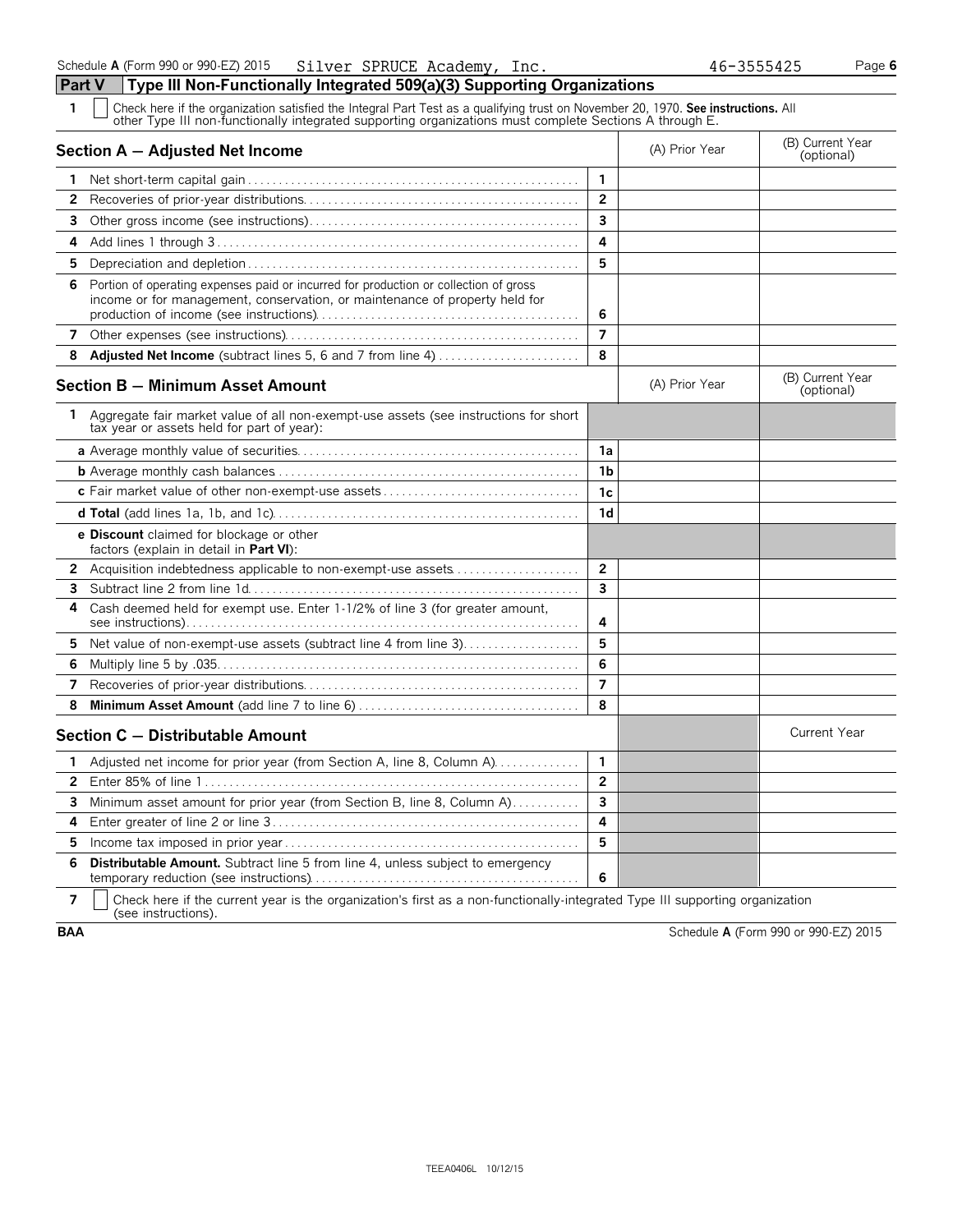Schedule A (Form 990 or 990-EZ) 2015 Silver SPRUCE Academy, Inc. 46-3555425

## Part V Type III Non-Functionally Integrated 509(a)(3) Supporting Organizations

**1** ☐ Check here if the organization satisfied the Integral Part Test as a qualifying trust on November 20, 1970. **See instructions.** All other Type III non-functionally integrated supporting organizations must complete Sections A through E.

| **Section A — Adjusted Net Income** | | (A) Prior Year | (B) Current Year (optional) |
|---|---|---|---|
| **1** Net short-term capital gain | 1 | | |
| **2** Recoveries of prior-year distributions | 2 | | |
| **3** Other gross income (see instructions) | 3 | | |
| **4** Add lines 1 through 3 | 4 | | |
| **5** Depreciation and depletion | 5 | | |
| **6** Portion of operating expenses paid or incurred for production or collection of gross income or for management, conservation, or maintenance of property held for production of income (see instructions) | 6 | | |
| **7** Other expenses (see instructions) | 7 | | |
| **8** **Adjusted Net Income** (subtract lines 5, 6 and 7 from line 4) | 8 | | |

| **Section B — Minimum Asset Amount** | | (A) Prior Year | (B) Current Year (optional) |
|---|---|---|---|
| **1** Aggregate fair market value of all non-exempt-use assets (see instructions for short tax year or assets held for part of year): | | | |
| **a** Average monthly value of securities | 1a | | |
| **b** Average monthly cash balances | 1b | | |
| **c** Fair market value of other non-exempt-use assets | 1c | | |
| **d Total** (add lines 1a, 1b, and 1c) | 1d | | |
| **e Discount** claimed for blockage or other factors (explain in detail in **Part VI**): | | | |
| **2** Acquisition indebtedness applicable to non-exempt-use assets | 2 | | |
| **3** Subtract line 2 from line 1d | 3 | | |
| **4** Cash deemed held for exempt use. Enter 1-1/2% of line 3 (for greater amount, see instructions) | 4 | | |
| **5** Net value of non-exempt-use assets (subtract line 4 from line 3) | 5 | | |
| **6** Multiply line 5 by .035 | 6 | | |
| **7** Recoveries of prior-year distributions | 7 | | |
| **8** **Minimum Asset Amount** (add line 7 to line 6) | 8 | | |

| **Section C — Distributable Amount** | | | Current Year |
|---|---|---|---|
| **1** Adjusted net income for prior year (from Section A, line 8, Column A) | 1 | | |
| **2** Enter 85% of line 1 | 2 | | |
| **3** Minimum asset amount for prior year (from Section B, line 8, Column A) | 3 | | |
| **4** Enter greater of line 2 or line 3 | 4 | | |
| **5** Income tax imposed in prior year | 5 | | |
| **6** **Distributable Amount.** Subtract line 5 from line 4, unless subject to emergency temporary reduction (see instructions) | 6 | | |

**7** ☐ Check here if the current year is the organization's first as a non-functionally-integrated Type III supporting organization (see instructions).

BAA Schedule A (Form 990 or 990-EZ) 2015

TEEA0406L 10/12/15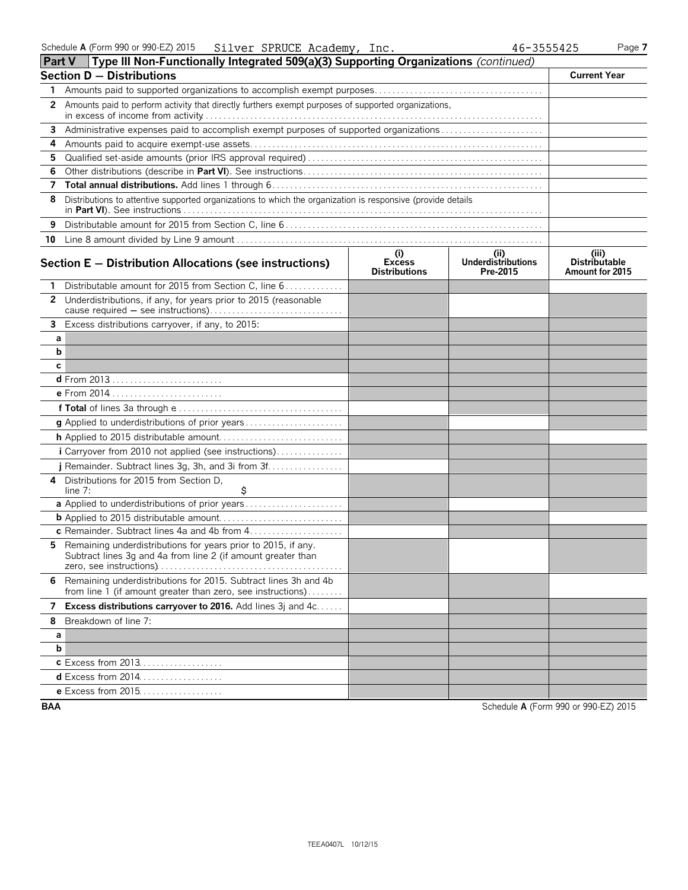Schedule A (Form 990 or 990-EZ) 2015 Silver SPRUCE Academy, Inc. 46-3555425

## Part V Type III Non-Functionally Integrated 509(a)(3) Supporting Organizations *(continued)*

| Section D — Distributions | | Current Year |
|---|---|---|
| 1 | Amounts paid to supported organizations to accomplish exempt purposes | |
| 2 | Amounts paid to perform activity that directly furthers exempt purposes of supported organizations, in excess of income from activity | |
| 3 | Administrative expenses paid to accomplish exempt purposes of supported organizations | |
| 4 | Amounts paid to acquire exempt-use assets | |
| 5 | Qualified set-aside amounts (prior IRS approval required) | |
| 6 | Other distributions (describe in **Part VI**). See instructions | |
| 7 | **Total annual distributions.** Add lines 1 through 6 | |
| 8 | Distributions to attentive supported organizations to which the organization is responsive (provide details in **Part VI**). See instructions | |
| 9 | Distributable amount for 2015 from Section C, line 6 | |
| 10 | Line 8 amount divided by Line 9 amount | |

| Section E — Distribution Allocations (see instructions) | (i) Excess Distributions | (ii) Underdistributions Pre-2015 | (iii) Distributable Amount for 2015 |
|---|---|---|---|
| 1 Distributable amount for 2015 from Section C, line 6 | | | |
| 2 Underdistributions, if any, for years prior to 2015 (reasonable cause required — see instructions) | | | |
| 3 Excess distributions carryover, if any, to 2015: | | | |
| a | | | |
| b | | | |
| c | | | |
| d From 2013 | | | |
| e From 2014 | | | |
| f **Total** of lines 3a through e | | | |
| g Applied to underdistributions of prior years | | | |
| h Applied to 2015 distributable amount | | | |
| i Carryover from 2010 not applied (see instructions) | | | |
| j Remainder. Subtract lines 3g, 3h, and 3i from 3f | | | |
| 4 Distributions for 2015 from Section D, line 7: $ | | | |
| a Applied to underdistributions of prior years | | | |
| b Applied to 2015 distributable amount | | | |
| c Remainder. Subtract lines 4a and 4b from 4 | | | |
| 5 Remaining underdistributions for years prior to 2015, if any. Subtract lines 3g and 4a from line 2 (if amount greater than zero, see instructions) | | | |
| 6 Remaining underdistributions for 2015. Subtract lines 3h and 4b from line 1 (if amount greater than zero, see instructions) | | | |
| 7 **Excess distributions carryover to 2016.** Add lines 3j and 4c | | | |
| 8 Breakdown of line 7: | | | |
| a | | | |
| b | | | |
| c Excess from 2013 | | | |
| d Excess from 2014 | | | |
| e Excess from 2015 | | | |

BAA Schedule A (Form 990 or 990-EZ) 2015

TEEA0407L 10/12/15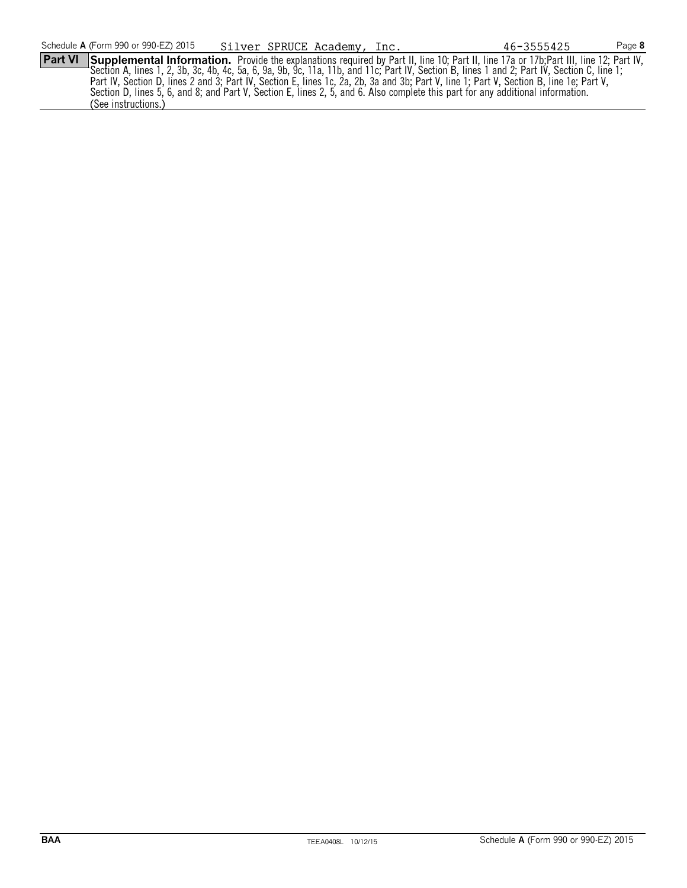Schedule **A** (Form 990 or 990-EZ) 2015 Silver SPRUCE Academy, Inc. 46-3555425 Page **8**

**Part VI** **Supplemental Information.** Provide the explanations required by Part II, line 10; Part II, line 17a or 17b;Part III, line 12; Part IV, Section A, lines 1, 2, 3b, 3c, 4b, 4c, 5a, 6, 9a, 9b, 9c, 11a, 11b, and 11c; Part IV, Section B, lines 1 and 2; Part IV, Section C, line 1; Part IV, Section D, lines 2 and 3; Part IV, Section E, lines 1c, 2a, 2b, 3a and 3b; Part V, line 1; Part V, Section B, line 1e; Part V, Section D, lines 5, 6, and 8; and Part V, Section E, lines 2, 5, and 6. Also complete this part for any additional information. (See instructions.)

**BAA** TEEA0408L 10/12/15 Schedule **A** (Form 990 or 990-EZ) 2015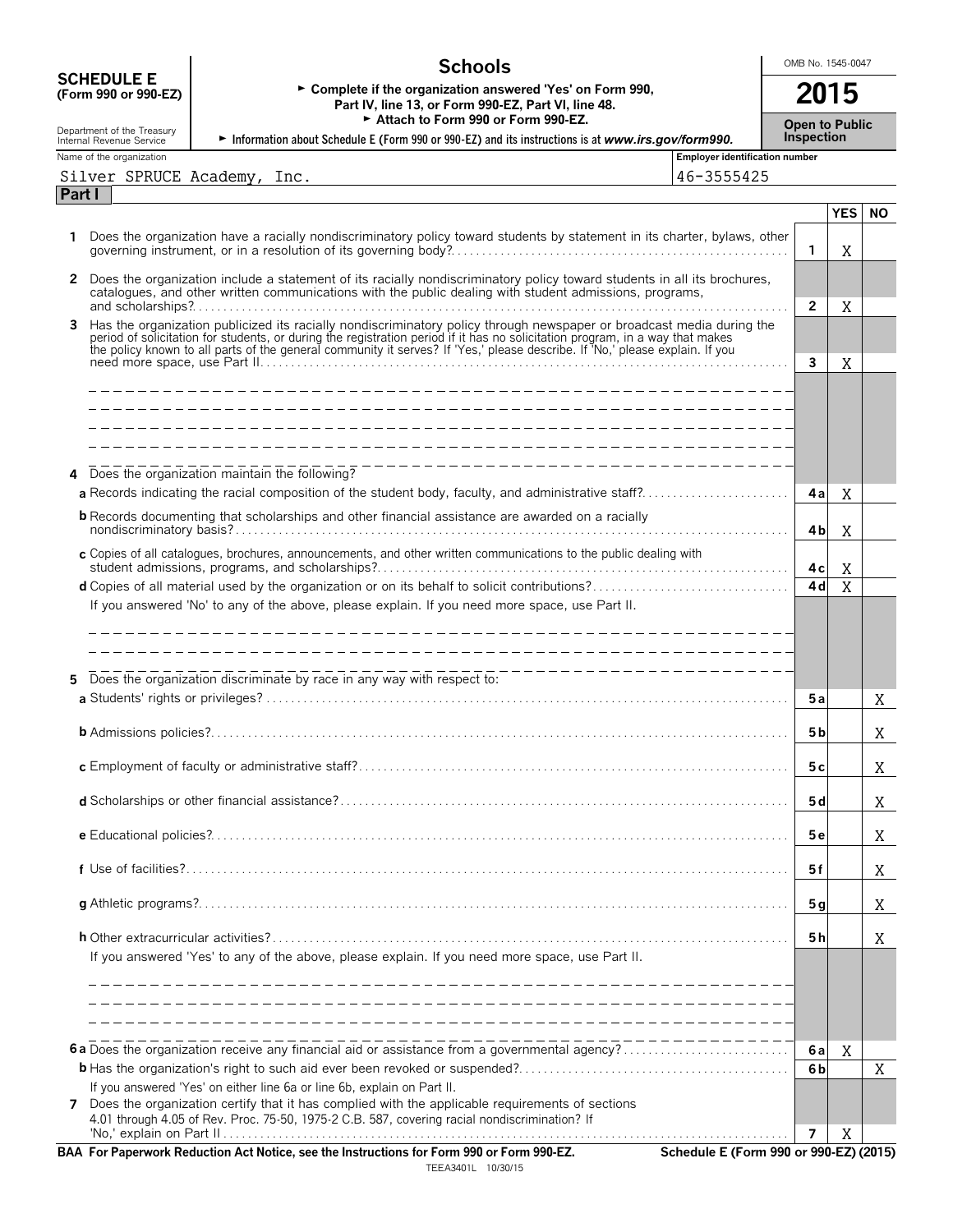# SCHEDULE E (Form 990 or 990-EZ)

Department of the Treasury
Internal Revenue Service

## Schools

► Complete if the organization answered 'Yes' on Form 990, Part IV, line 13, or Form 990-EZ, Part VI, line 48.
► Attach to Form 990 or Form 990-EZ.
► Information about Schedule E (Form 990 or 990-EZ) and its instructions is at *www.irs.gov/form990.*

OMB No. 1545-0047

**2015**

**Open to Public Inspection**

Name of the organization: Silver SPRUCE Academy, Inc.

Employer identification number: 46-3555425

**Part I**

| | | Line | YES | NO |
|---|---|---|---|---|
| **1** | Does the organization have a racially nondiscriminatory policy toward students by statement in its charter, bylaws, other governing instrument, or in a resolution of its governing body? | 1 | X | |
| **2** | Does the organization include a statement of its racially nondiscriminatory policy toward students in all its brochures, catalogues, and other written communications with the public dealing with student admissions, programs, and scholarships? | 2 | X | |
| **3** | Has the organization publicized its racially nondiscriminatory policy through newspaper or broadcast media during the period of solicitation for students, or during the registration period if it has no solicitation program, in a way that makes the policy known to all parts of the general community it serves? If 'Yes,' please describe. If 'No,' please explain. If you need more space, use Part II. | 3 | X | |
| **4** | Does the organization maintain the following? | | | |
| | **a** Records indicating the racial composition of the student body, faculty, and administrative staff? | 4a | X | |
| | **b** Records documenting that scholarships and other financial assistance are awarded on a racially nondiscriminatory basis? | 4b | X | |
| | **c** Copies of all catalogues, brochures, announcements, and other written communications to the public dealing with student admissions, programs, and scholarships? | 4c | X | |
| | **d** Copies of all material used by the organization or on its behalf to solicit contributions? | 4d | X | |
| | If you answered 'No' to any of the above, please explain. If you need more space, use Part II. | | | |
| **5** | Does the organization discriminate by race in any way with respect to: | | | |
| | **a** Students' rights or privileges? | 5a | | X |
| | **b** Admissions policies? | 5b | | X |
| | **c** Employment of faculty or administrative staff? | 5c | | X |
| | **d** Scholarships or other financial assistance? | 5d | | X |
| | **e** Educational policies? | 5e | | X |
| | **f** Use of facilities? | 5f | | X |
| | **g** Athletic programs? | 5g | | X |
| | **h** Other extracurricular activities? | 5h | | X |
| | If you answered 'Yes' to any of the above, please explain. If you need more space, use Part II. | | | |
| **6a** | Does the organization receive any financial aid or assistance from a governmental agency? | 6a | X | |
| **b** | Has the organization's right to such aid ever been revoked or suspended? | 6b | | X |
| | If you answered 'Yes' on either line 6a or line 6b, explain on Part II. | | | |
| **7** | Does the organization certify that it has complied with the applicable requirements of sections 4.01 through 4.05 of Rev. Proc. 75-50, 1975-2 C.B. 587, covering racial nondiscrimination? If 'No,' explain on Part II | 7 | X | |

**BAA For Paperwork Reduction Act Notice, see the Instructions for Form 990 or Form 990-EZ.**

TEEA3401L 10/30/15

**Schedule E (Form 990 or 990-EZ) (2015)**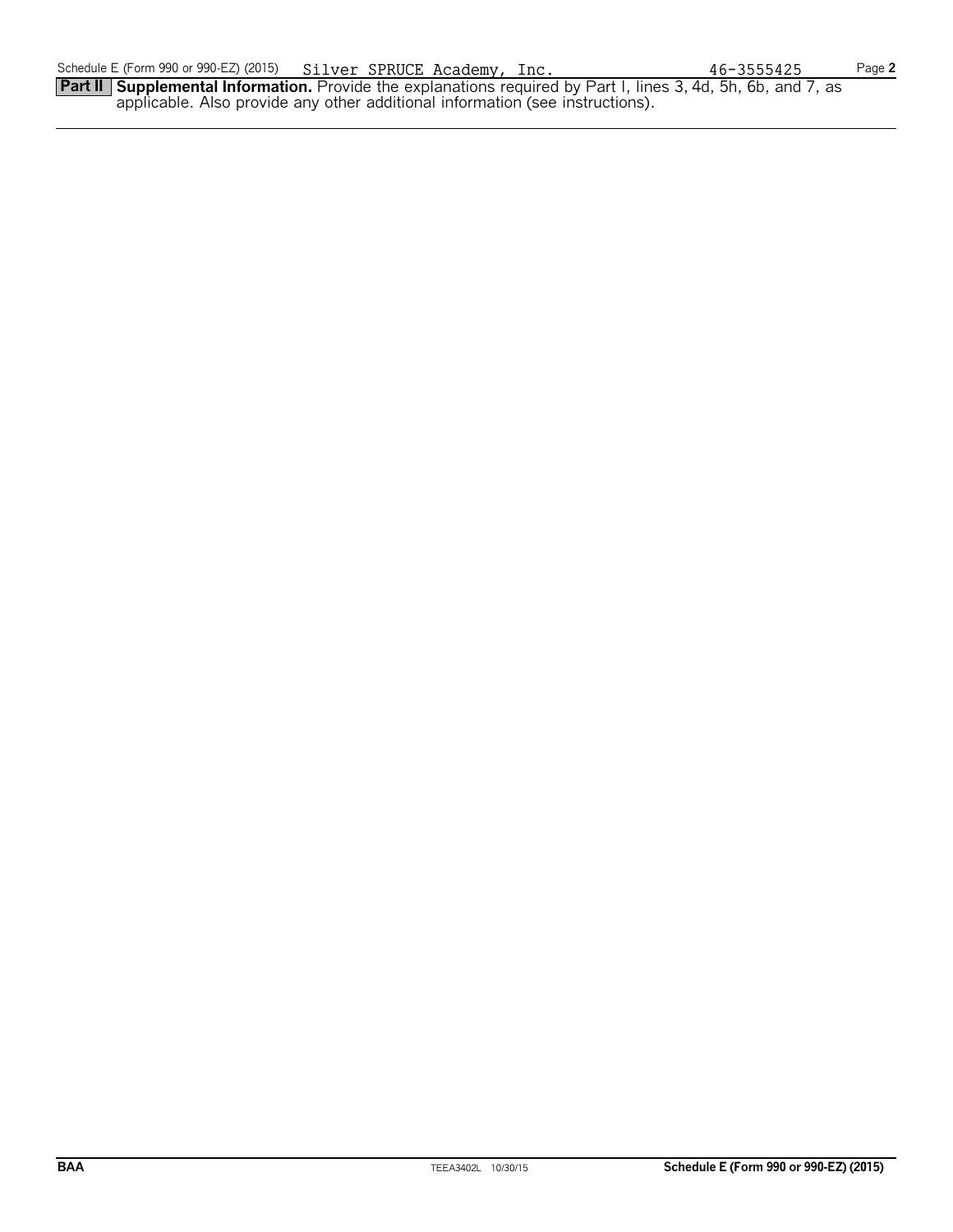Schedule E (Form 990 or 990-EZ) (2015) Silver SPRUCE Academy, Inc. 46-3555425

**Part II** **Supplemental Information.** Provide the explanations required by Part I, lines 3, 4d, 5h, 6b, and 7, as applicable. Also provide any other additional information (see instructions).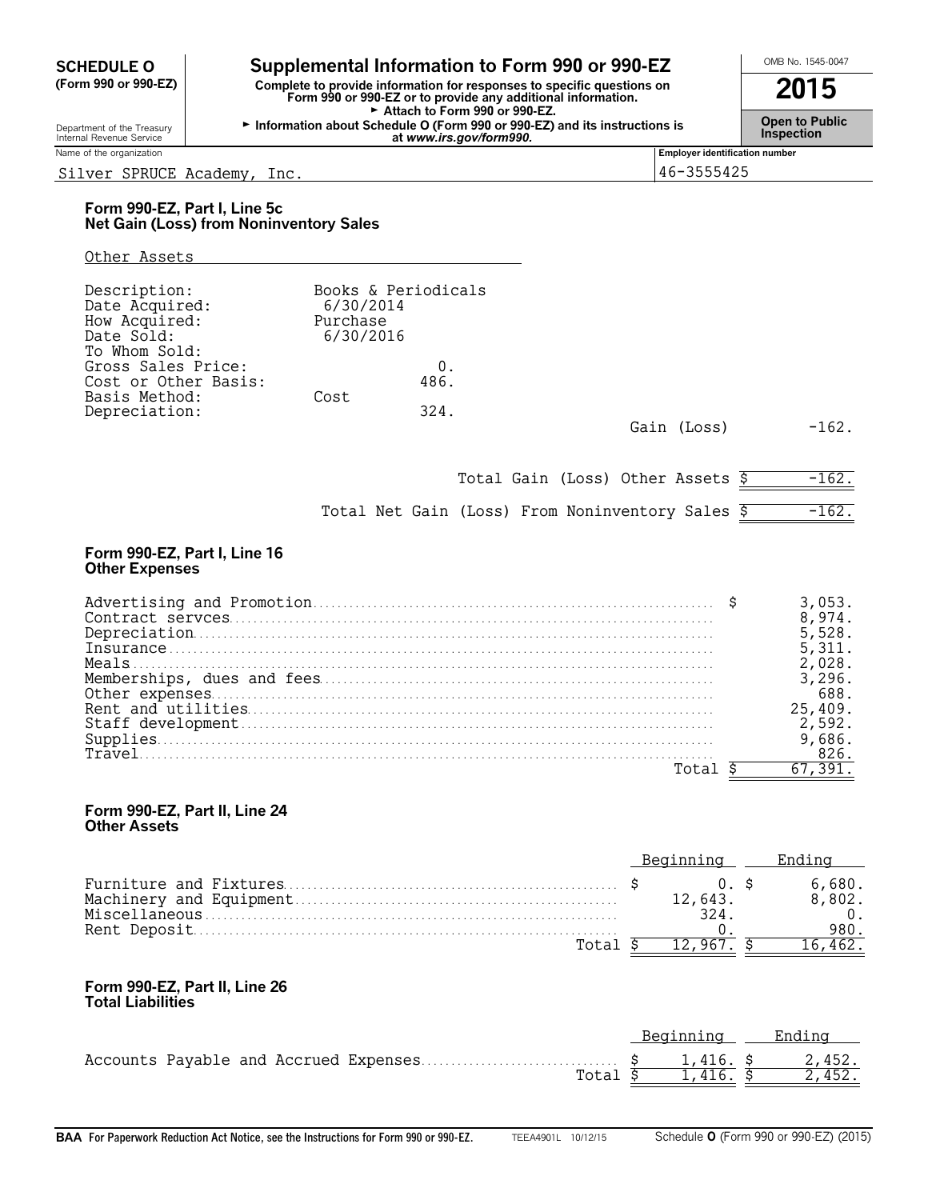**SCHEDULE O (Form 990 or 990-EZ)**

Department of the Treasury
Internal Revenue Service

# Supplemental Information to Form 990 or 990-EZ

**Complete to provide information for responses to specific questions on Form 990 or 990-EZ or to provide any additional information.**
► Attach to Form 990 or 990-EZ.
► Information about Schedule O (Form 990 or 990-EZ) and its instructions is at *www.irs.gov/form990.*

OMB No. 1545-0047

**2015**

**Open to Public Inspection**

| Name of the organization | Employer identification number |
|---|---|
| Silver SPRUCE Academy, Inc. | 46-3555425 |

### Form 990-EZ, Part I, Line 5c
### Net Gain (Loss) from Noninventory Sales

Other Assets

| | |
|---|---|
| Description: | Books & Periodicals |
| Date Acquired: | 6/30/2014 |
| How Acquired: | Purchase |
| Date Sold: | 6/30/2016 |
| To Whom Sold: | |
| Gross Sales Price: | 0. |
| Cost or Other Basis: | 486. |
| Basis Method: | Cost |
| Depreciation: | 324. |

Gain (Loss) -162.

Total Gain (Loss) Other Assets $ -162.

Total Net Gain (Loss) From Noninventory Sales $ -162.

### Form 990-EZ, Part I, Line 16
### Other Expenses

| | |
|---|---|
| Advertising and Promotion | $ 3,053. |
| Contract servces | 8,974. |
| Depreciation | 5,528. |
| Insurance | 5,311. |
| Meals | 2,028. |
| Memberships, dues and fees | 3,296. |
| Other expenses | 688. |
| Rent and utilities | 25,409. |
| Staff development | 2,592. |
| Supplies | 9,686. |
| Travel | 826. |
| Total | $ 67,391. |

### Form 990-EZ, Part II, Line 24
### Other Assets

| | Beginning | Ending |
|---|---|---|
| Furniture and Fixtures | $ 0. | $ 6,680. |
| Machinery and Equipment | 12,643. | 8,802. |
| Miscellaneous | 324. | 0. |
| Rent Deposit | 0. | 980. |
| Total | $ 12,967. | $ 16,462. |

### Form 990-EZ, Part II, Line 26
### Total Liabilities

| | Beginning | Ending |
|---|---|---|
| Accounts Payable and Accrued Expenses | $ 1,416. | $ 2,452. |
| Total | $ 1,416. | $ 2,452. |

**BAA For Paperwork Reduction Act Notice, see the Instructions for Form 990 or 990-EZ.** TEEA4901L 10/12/15 Schedule **O** (Form 990 or 990-EZ) (2015)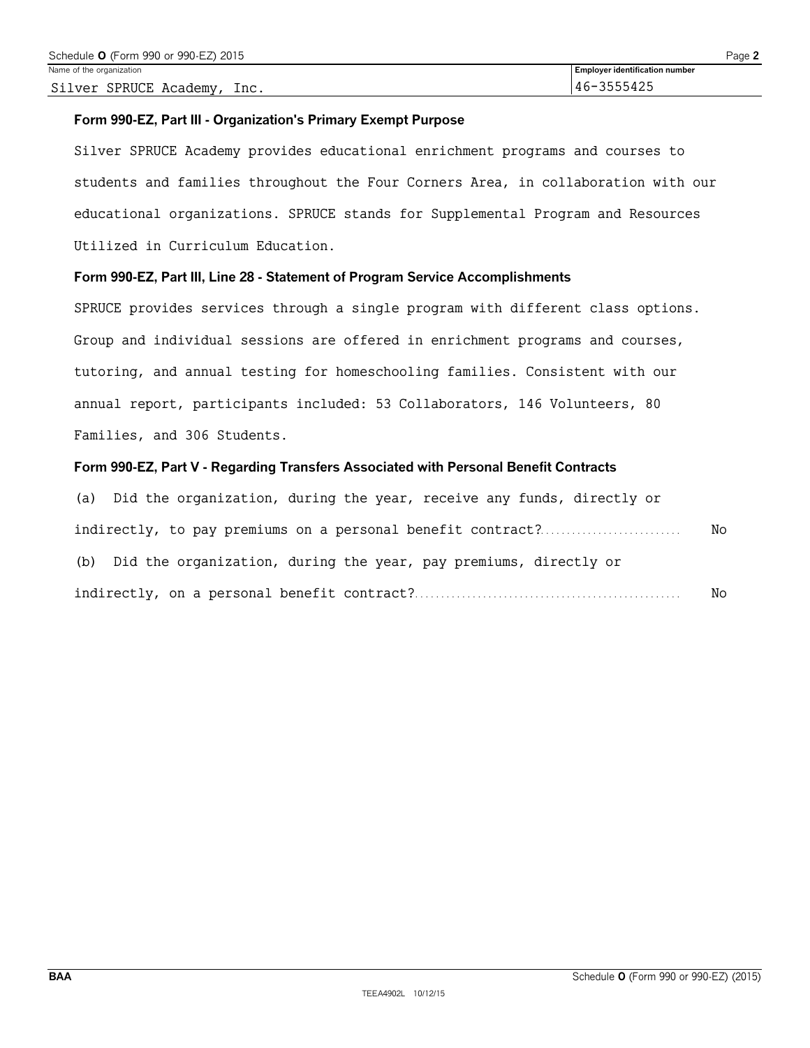Name of the organization: Silver SPRUCE Academy, Inc.

Employer identification number: 46-3555425

### Form 990-EZ, Part III - Organization's Primary Exempt Purpose

Silver SPRUCE Academy provides educational enrichment programs and courses to students and families throughout the Four Corners Area, in collaboration with our educational organizations. SPRUCE stands for Supplemental Program and Resources Utilized in Curriculum Education.

### Form 990-EZ, Part III, Line 28 - Statement of Program Service Accomplishments

SPRUCE provides services through a single program with different class options. Group and individual sessions are offered in enrichment programs and courses, tutoring, and annual testing for homeschooling families. Consistent with our annual report, participants included: 53 Collaborators, 146 Volunteers, 80 Families, and 306 Students.

### Form 990-EZ, Part V - Regarding Transfers Associated with Personal Benefit Contracts

(a) Did the organization, during the year, receive any funds, directly or indirectly, to pay premiums on a personal benefit contract? .......... No

(b) Did the organization, during the year, pay premiums, directly or indirectly, on a personal benefit contract? .......... No